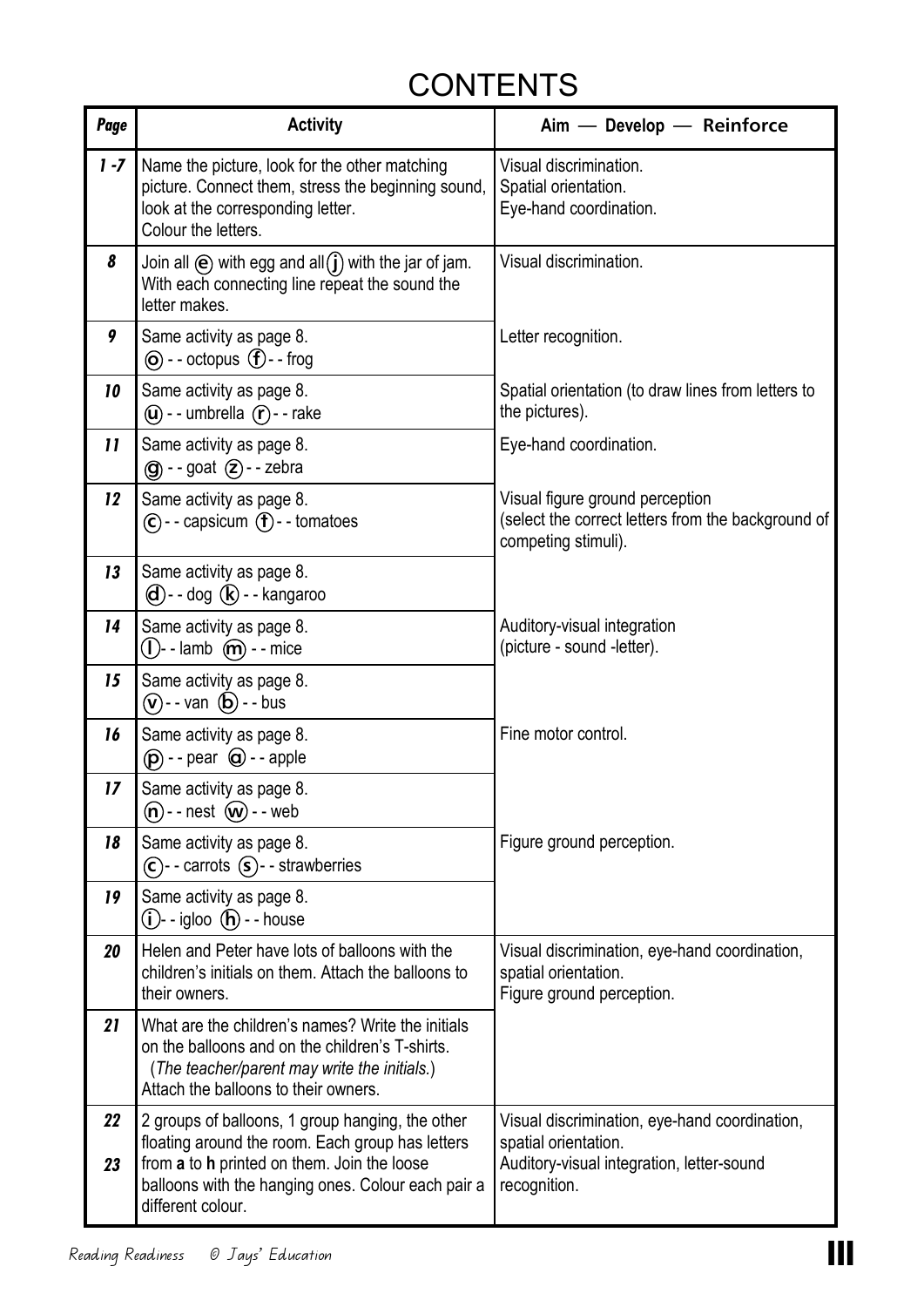# CONTENTS

| Page | Activity | Aim — Develop — Reinforce |
|---|---|---|
| 1 -7 | Name the picture, look for the other matching picture. Connect them, stress the beginning sound, look at the corresponding letter. Colour the letters. | Visual discrimination. Spatial orientation. Eye-hand coordination. |
| 8 | Join all (e) with egg and all (j) with the jar of jam. With each connecting line repeat the sound the letter makes. | Visual discrimination. |
| 9 | Same activity as page 8. (o) - - octopus (f) - - frog | Letter recognition. |
| 10 | Same activity as page 8. (u) - - umbrella (r) - - rake | Spatial orientation (to draw lines from letters to the pictures). |
| 11 | Same activity as page 8. (g) - - goat (z) - - zebra | Eye-hand coordination. |
| 12 | Same activity as page 8. (c) - - capsicum (t) - - tomatoes | Visual figure ground perception (select the correct letters from the background of competing stimuli). |
| 13 | Same activity as page 8. (d) - - dog (k) - - kangaroo | |
| 14 | Same activity as page 8. (l) - - lamb (m) - - mice | Auditory-visual integration (picture - sound -letter). |
| 15 | Same activity as page 8. (v) - - van (b) - - bus | |
| 16 | Same activity as page 8. (p) - - pear (a) - - apple | Fine motor control. |
| 17 | Same activity as page 8. (n) - - nest (w) - - web | |
| 18 | Same activity as page 8. (c) - - carrots (s) - - strawberries | Figure ground perception. |
| 19 | Same activity as page 8. (i) - - igloo (h) - - house | |
| 20 | Helen and Peter have lots of balloons with the children's initials on them. Attach the balloons to their owners. | Visual discrimination, eye-hand coordination, spatial orientation. Figure ground perception. |
| 21 | What are the children's names? Write the initials on the balloons and on the children's T-shirts. (*The teacher/parent may write the initials.*) Attach the balloons to their owners. | |
| 22 23 | 2 groups of balloons, 1 group hanging, the other floating around the room. Each group has letters from **a** to **h** printed on them. Join the loose balloons with the hanging ones. Colour each pair a different colour. | Visual discrimination, eye-hand coordination, spatial orientation. Auditory-visual integration, letter-sound recognition. |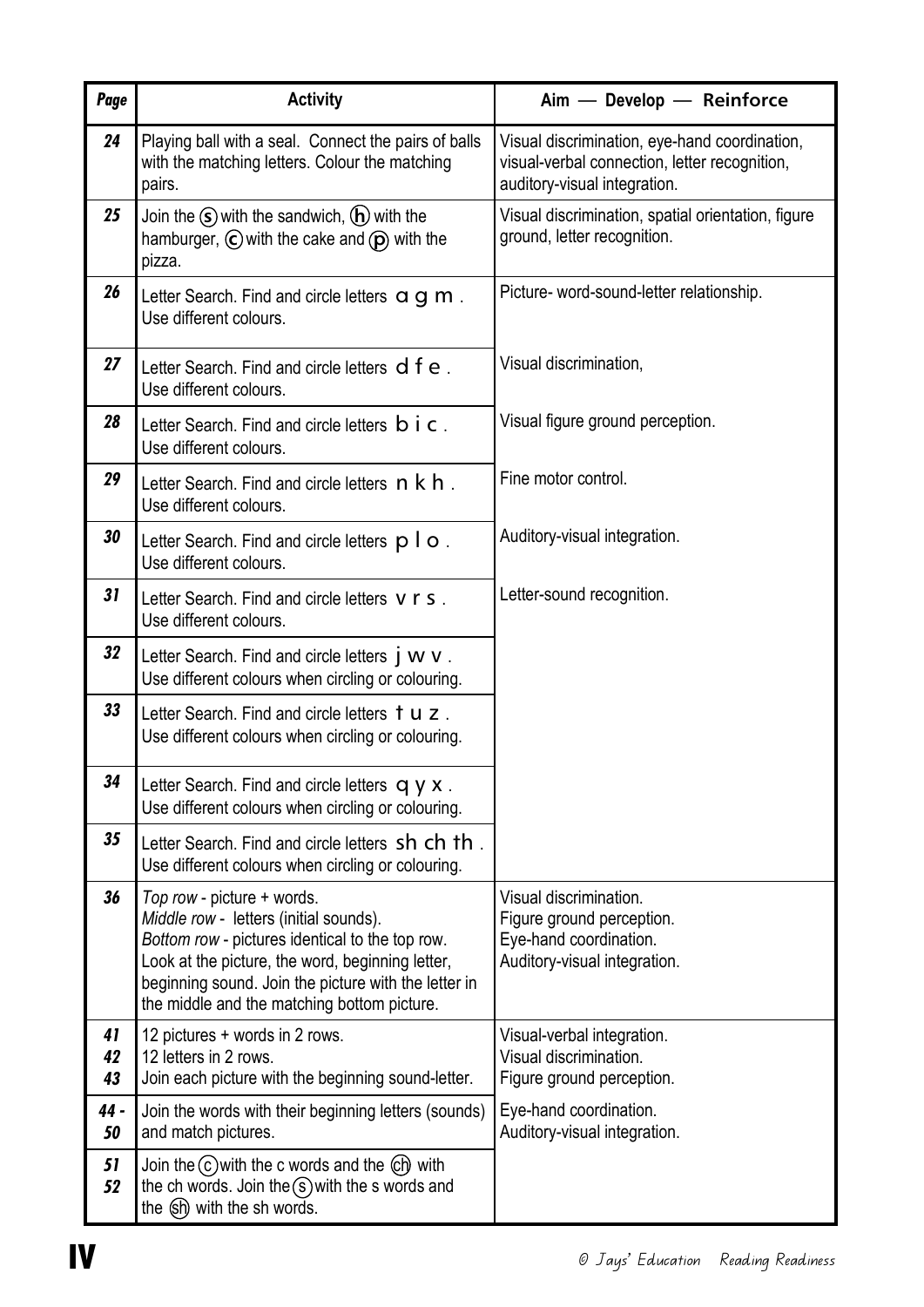| Page | Activity | Aim — Develop — Reinforce |
|---|---|---|
| 24 | Playing ball with a seal. Connect the pairs of balls with the matching letters. Colour the matching pairs. | Visual discrimination, eye-hand coordination, visual-verbal connection, letter recognition, auditory-visual integration. |
| 25 | Join the ⓢ with the sandwich, ⓗ with the hamburger, ⓒ with the cake and ⓟ with the pizza. | Visual discrimination, spatial orientation, figure ground, letter recognition. |
| 26 | Letter Search. Find and circle letters a g m. Use different colours. | Picture- word-sound-letter relationship. |
| 27 | Letter Search. Find and circle letters d f e. Use different colours. | Visual discrimination, |
| 28 | Letter Search. Find and circle letters b i c. Use different colours. | Visual figure ground perception. |
| 29 | Letter Search. Find and circle letters n k h. Use different colours. | Fine motor control. |
| 30 | Letter Search. Find and circle letters p l o. Use different colours. | Auditory-visual integration. |
| 31 | Letter Search. Find and circle letters v r s. Use different colours. | Letter-sound recognition. |
| 32 | Letter Search. Find and circle letters j w v. Use different colours when circling or colouring. | |
| 33 | Letter Search. Find and circle letters t u z. Use different colours when circling or colouring. | |
| 34 | Letter Search. Find and circle letters q y x. Use different colours when circling or colouring. | |
| 35 | Letter Search. Find and circle letters sh ch th. Use different colours when circling or colouring. | |
| 36 | *Top row* - picture + words.<br>*Middle row* - letters (initial sounds).<br>*Bottom row* - pictures identical to the top row.<br>Look at the picture, the word, beginning letter, beginning sound. Join the picture with the letter in the middle and the matching bottom picture. | Visual discrimination.<br>Figure ground perception.<br>Eye-hand coordination.<br>Auditory-visual integration. |
| 41<br>42<br>43 | 12 pictures + words in 2 rows.<br>12 letters in 2 rows.<br>Join each picture with the beginning sound-letter. | Visual-verbal integration.<br>Visual discrimination.<br>Figure ground perception. |
| 44 - 50 | Join the words with their beginning letters (sounds) and match pictures. | Eye-hand coordination.<br>Auditory-visual integration. |
| 51<br>52 | Join the ⓒ with the c words and the (ch) with the ch words. Join the ⓢ with the s words and the (sh) with the sh words. | |